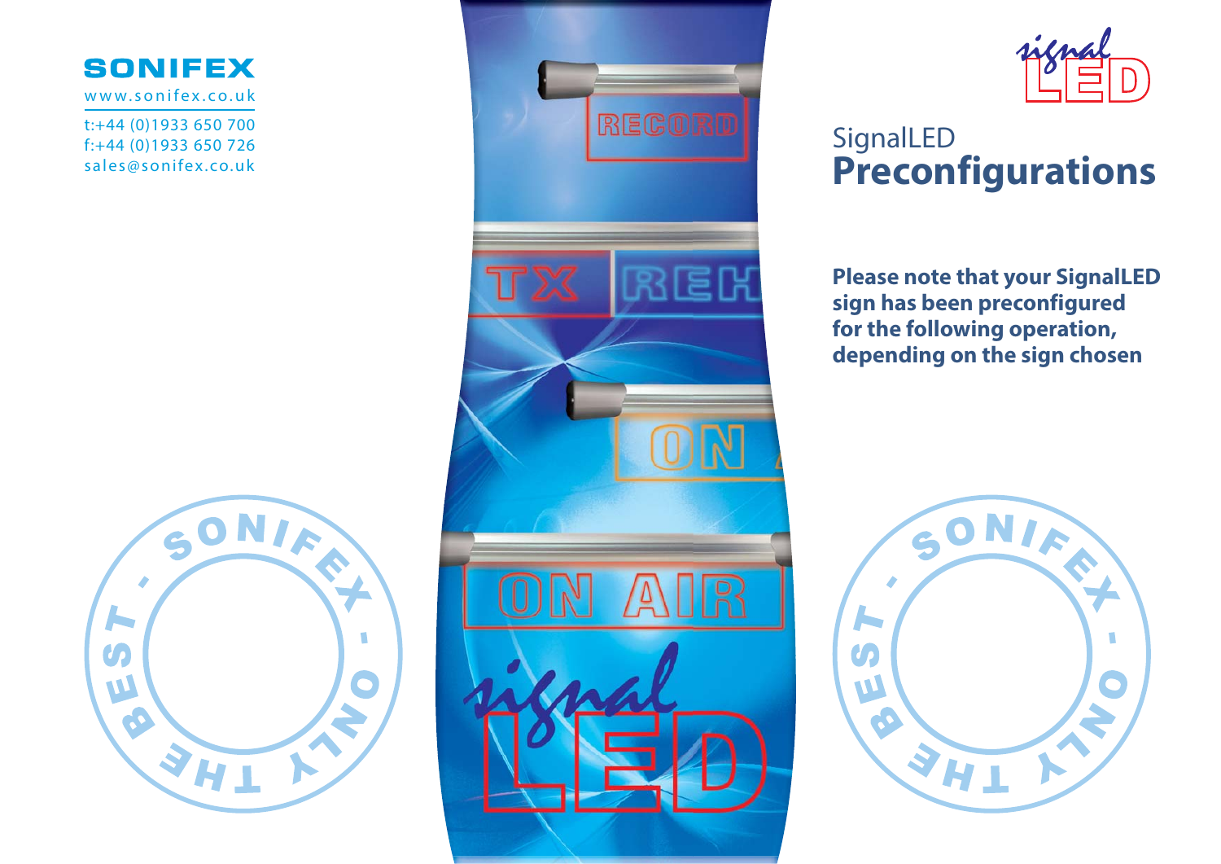**SONIFEX**

www.sonifex.co.uk

t:+44 (0)1933 650 700
f:+44 (0)1933 650 726
sales@sonifex.co.uk

# SignalLED
# Preconfigurations

**Please note that your SignalLED sign has been preconfigured for the following operation, depending on the sign chosen**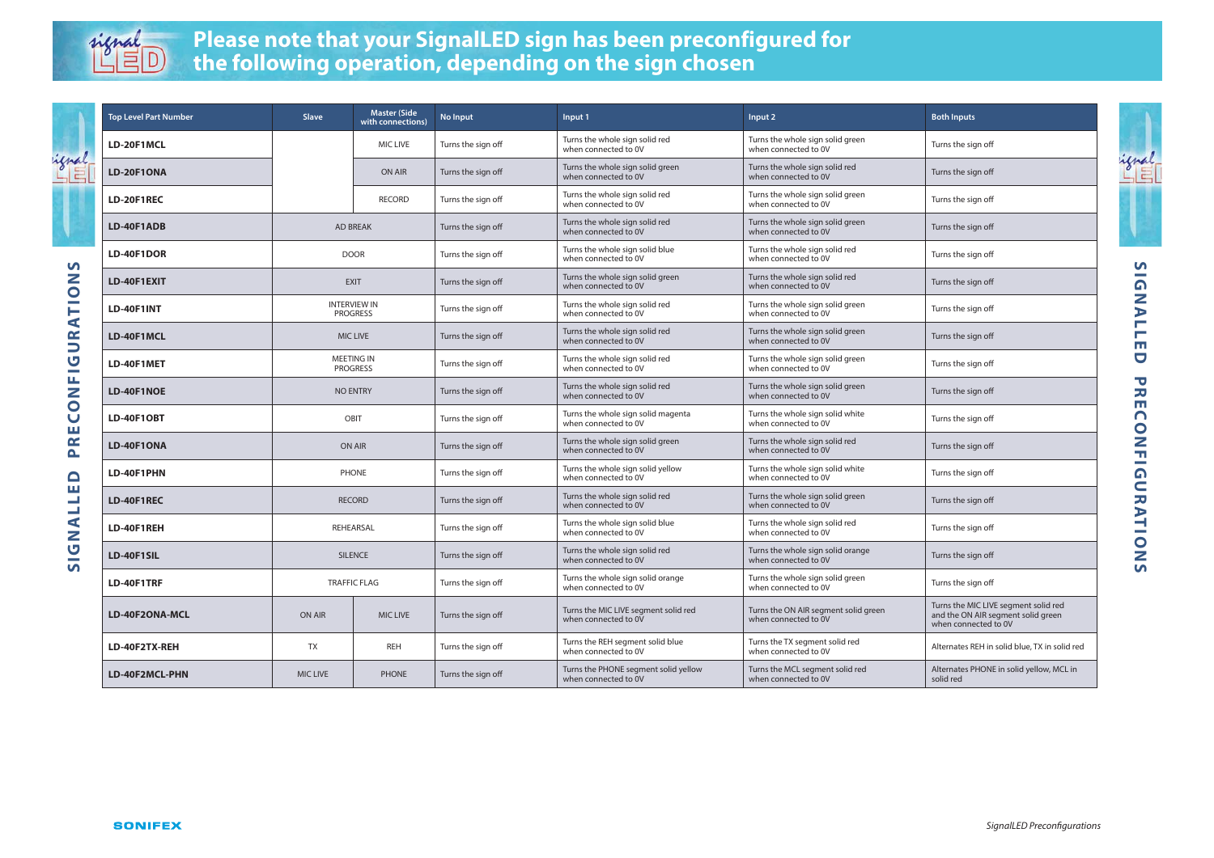# Please note that your SignalLED sign has been preconfigured for the following operation, depending on the sign chosen

| Top Level Part Number | Slave | Master (Side with connections) | No Input | Input 1 | Input 2 | Both Inputs |
|---|---|---|---|---|---|---|
| LD-20F1MCL | | MIC LIVE | Turns the sign off | Turns the whole sign solid red when connected to 0V | Turns the whole sign solid green when connected to 0V | Turns the sign off |
| LD-20F1ONA | | ON AIR | Turns the sign off | Turns the whole sign solid green when connected to 0V | Turns the whole sign solid red when connected to 0V | Turns the sign off |
| LD-20F1REC | | RECORD | Turns the sign off | Turns the whole sign solid red when connected to 0V | Turns the whole sign solid green when connected to 0V | Turns the sign off |
| LD-40F1ADB | AD BREAK | | Turns the sign off | Turns the whole sign solid red when connected to 0V | Turns the whole sign solid green when connected to 0V | Turns the sign off |
| LD-40F1DOR | DOOR | | Turns the sign off | Turns the whole sign solid blue when connected to 0V | Turns the whole sign solid red when connected to 0V | Turns the sign off |
| LD-40F1EXIT | EXIT | | Turns the sign off | Turns the whole sign solid green when connected to 0V | Turns the whole sign solid red when connected to 0V | Turns the sign off |
| LD-40F1INT | INTERVIEW IN PROGRESS | | Turns the sign off | Turns the whole sign solid red when connected to 0V | Turns the whole sign solid green when connected to 0V | Turns the sign off |
| LD-40F1MCL | MIC LIVE | | Turns the sign off | Turns the whole sign solid red when connected to 0V | Turns the whole sign solid green when connected to 0V | Turns the sign off |
| LD-40F1MET | MEETING IN PROGRESS | | Turns the sign off | Turns the whole sign solid red when connected to 0V | Turns the whole sign solid green when connected to 0V | Turns the sign off |
| LD-40F1NOE | NO ENTRY | | Turns the sign off | Turns the whole sign solid red when connected to 0V | Turns the whole sign solid green when connected to 0V | Turns the sign off |
| LD-40F1OBT | OBIT | | Turns the sign off | Turns the whole sign solid magenta when connected to 0V | Turns the whole sign solid white when connected to 0V | Turns the sign off |
| LD-40F1ONA | ON AIR | | Turns the sign off | Turns the whole sign solid green when connected to 0V | Turns the whole sign solid red when connected to 0V | Turns the sign off |
| LD-40F1PHN | PHONE | | Turns the sign off | Turns the whole sign solid yellow when connected to 0V | Turns the whole sign solid white when connected to 0V | Turns the sign off |
| LD-40F1REC | RECORD | | Turns the sign off | Turns the whole sign solid red when connected to 0V | Turns the whole sign solid green when connected to 0V | Turns the sign off |
| LD-40F1REH | REHEARSAL | | Turns the sign off | Turns the whole sign solid blue when connected to 0V | Turns the whole sign solid red when connected to 0V | Turns the sign off |
| LD-40F1SIL | SILENCE | | Turns the sign off | Turns the whole sign solid red when connected to 0V | Turns the whole sign solid orange when connected to 0V | Turns the sign off |
| LD-40F1TRF | TRAFFIC FLAG | | Turns the sign off | Turns the whole sign solid orange when connected to 0V | Turns the whole sign solid green when connected to 0V | Turns the sign off |
| LD-40F2ONA-MCL | ON AIR | MIC LIVE | Turns the sign off | Turns the MIC LIVE segment solid red when connected to 0V | Turns the ON AIR segment solid green when connected to 0V | Turns the MIC LIVE segment solid red and the ON AIR segment solid green when connected to 0V |
| LD-40F2TX-REH | TX | REH | Turns the sign off | Turns the REH segment solid blue when connected to 0V | Turns the TX segment solid red when connected to 0V | Alternates REH in solid blue, TX in solid red |
| LD-40F2MCL-PHN | MIC LIVE | PHONE | Turns the sign off | Turns the PHONE segment solid yellow when connected to 0V | Turns the MCL segment solid red when connected to 0V | Alternates PHONE in solid yellow, MCL in solid red |